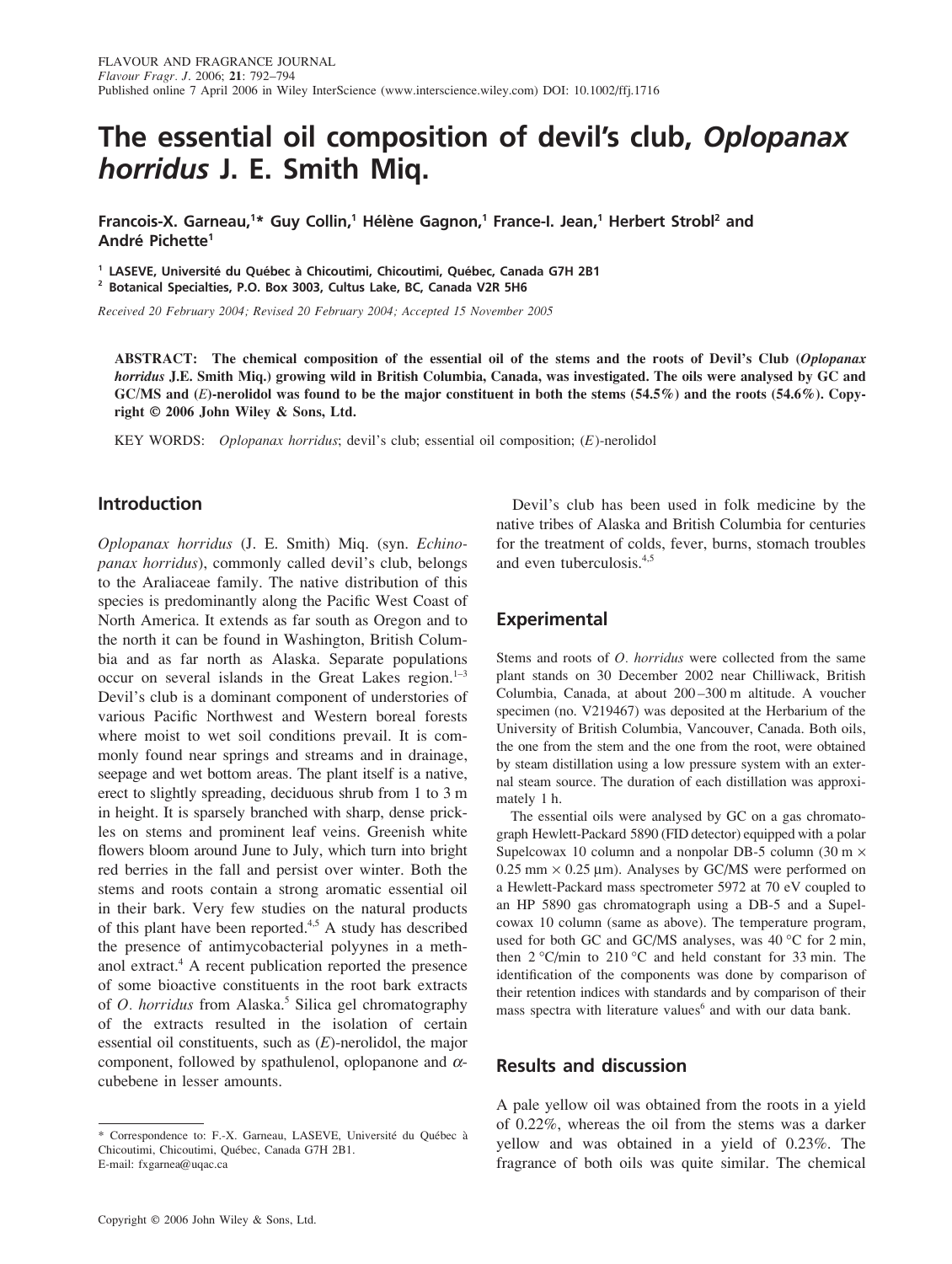# The essential oil composition of devil's club, *Oplopanax horridus* J. E. Smith Miq.

**Francois-X. Garneau,[1]* Guy Collin,[1] Hélène Gagnon,[1] France-I. Jean,[1] Herbert Strobl[2] and André Pichette[1]**

[1] LASEVE, Université du Québec à Chicoutimi, Chicoutimi, Québec, Canada G7H 2B1
[2] Botanical Specialties, P.O. Box 3003, Cultus Lake, BC, Canada V2R 5H6

*Received 20 February 2004; Revised 20 February 2004; Accepted 15 November 2005*

**ABSTRACT: The chemical composition of the essential oil of the stems and the roots of Devil's Club (*Oplopanax horridus* J.E. Smith Miq.) growing wild in British Columbia, Canada, was investigated. The oils were analysed by GC and GC/MS and (*E*)-nerolidol was found to be the major constituent in both the stems (54.5%) and the roots (54.6%). Copyright © 2006 John Wiley & Sons, Ltd.**

KEY WORDS: *Oplopanax horridus*; devil's club; essential oil composition; (*E*)-nerolidol

## Introduction

*Oplopanax horridus* (J. E. Smith) Miq. (syn. *Echinopanax horridus*), commonly called devil's club, belongs to the Araliaceae family. The native distribution of this species is predominantly along the Pacific West Coast of North America. It extends as far south as Oregon and to the north it can be found in Washington, British Columbia and as far north as Alaska. Separate populations occur on several islands in the Great Lakes region.[1–3] Devil's club is a dominant component of understories of various Pacific Northwest and Western boreal forests where moist to wet soil conditions prevail. It is commonly found near springs and streams and in drainage, seepage and wet bottom areas. The plant itself is a native, erect to slightly spreading, deciduous shrub from 1 to 3 m in height. It is sparsely branched with sharp, dense prickles on stems and prominent leaf veins. Greenish white flowers bloom around June to July, which turn into bright red berries in the fall and persist over winter. Both the stems and roots contain a strong aromatic essential oil in their bark. Very few studies on the natural products of this plant have been reported.[4,5] A study has described the presence of antimycobacterial polyynes in a methanol extract.[4] A recent publication reported the presence of some bioactive constituents in the root bark extracts of *O. horridus* from Alaska.[5] Silica gel chromatography of the extracts resulted in the isolation of certain essential oil constituents, such as (*E*)-nerolidol, the major component, followed by spathulenol, oplopanone and $\alpha$-cubebene in lesser amounts.

Devil's club has been used in folk medicine by the native tribes of Alaska and British Columbia for centuries for the treatment of colds, fever, burns, stomach troubles and even tuberculosis.[4,5]

## Experimental

Stems and roots of *O. horridus* were collected from the same plant stands on 30 December 2002 near Chilliwack, British Columbia, Canada, at about 200–300 m altitude. A voucher specimen (no. V219467) was deposited at the Herbarium of the University of British Columbia, Vancouver, Canada. Both oils, the one from the stem and the one from the root, were obtained by steam distillation using a low pressure system with an external steam source. The duration of each distillation was approximately 1 h.

The essential oils were analysed by GC on a gas chromatograph Hewlett-Packard 5890 (FID detector) equipped with a polar Supelcowax 10 column and a nonpolar DB-5 column (30 m $\times$ 0.25 mm $\times$ 0.25 μm). Analyses by GC/MS were performed on a Hewlett-Packard mass spectrometer 5972 at 70 eV coupled to an HP 5890 gas chromatograph using a DB-5 and a Supelcowax 10 column (same as above). The temperature program, used for both GC and GC/MS analyses, was 40 °C for 2 min, then 2 °C/min to 210 °C and held constant for 33 min. The identification of the components was done by comparison of their retention indices with standards and by comparison of their mass spectra with literature values[6] and with our data bank.

## Results and discussion

A pale yellow oil was obtained from the roots in a yield of 0.22%, whereas the oil from the stems was a darker yellow and was obtained in a yield of 0.23%. The fragrance of both oils was quite similar. The chemical

* Correspondence to: F.-X. Garneau, LASEVE, Université du Québec à Chicoutimi, Chicoutimi, Québec, Canada G7H 2B1.
E-mail: fxgarnea@uqac.ca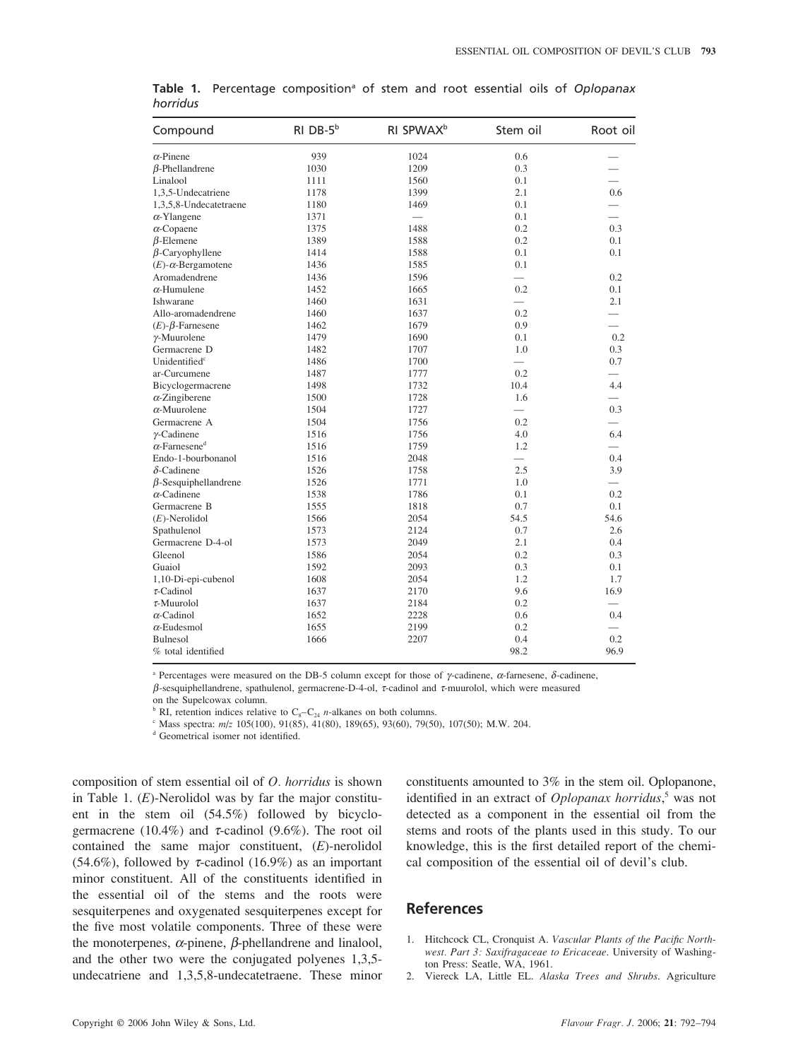**Table 1.** Percentage composition[a] of stem and root essential oils of *Oplopanax horridus*

| Compound | RI DB-5[b] | RI SPWAX[b] | Stem oil | Root oil |
|---|---|---|---|---|
| α-Pinene | 939 | 1024 | 0.6 | — |
| β-Phellandrene | 1030 | 1209 | 0.3 | — |
| Linalool | 1111 | 1560 | 0.1 | — |
| 1,3,5-Undecatriene | 1178 | 1399 | 2.1 | 0.6 |
| 1,3,5,8-Undecatetraene | 1180 | 1469 | 0.1 | — |
| α-Ylangene | 1371 | — | 0.1 | — |
| α-Copaene | 1375 | 1488 | 0.2 | 0.3 |
| β-Elemene | 1389 | 1588 | 0.2 | 0.1 |
| β-Caryophyllene | 1414 | 1588 | 0.1 | 0.1 |
| (*E*)-α-Bergamotene | 1436 | 1585 | 0.1 | |
| Aromadendrene | 1436 | 1596 | — | 0.2 |
| α-Humulene | 1452 | 1665 | 0.2 | 0.1 |
| Ishwarane | 1460 | 1631 | — | 2.1 |
| Allo-aromadendrene | 1460 | 1637 | 0.2 | — |
| (*E*)-β-Farnesene | 1462 | 1679 | 0.9 | — |
| γ-Muurolene | 1479 | 1690 | 0.1 | 0.2 |
| Germacrene D | 1482 | 1707 | 1.0 | 0.3 |
| Unidentified[c] | 1486 | 1700 | — | 0.7 |
| ar-Curcumene | 1487 | 1777 | 0.2 | — |
| Bicyclogermacrene | 1498 | 1732 | 10.4 | 4.4 |
| α-Zingiberene | 1500 | 1728 | 1.6 | — |
| α-Muurolene | 1504 | 1727 | — | 0.3 |
| Germacrene A | 1504 | 1756 | 0.2 | — |
| γ-Cadinene | 1516 | 1756 | 4.0 | 6.4 |
| α-Farnesene[d] | 1516 | 1759 | 1.2 | — |
| Endo-1-bourbonanol | 1516 | 2048 | — | 0.4 |
| δ-Cadinene | 1526 | 1758 | 2.5 | 3.9 |
| β-Sesquiphellandrene | 1526 | 1771 | 1.0 | — |
| α-Cadinene | 1538 | 1786 | 0.1 | 0.2 |
| Germacrene B | 1555 | 1818 | 0.7 | 0.1 |
| (*E*)-Nerolidol | 1566 | 2054 | 54.5 | 54.6 |
| Spathulenol | 1573 | 2124 | 0.7 | 2.6 |
| Germacrene D-4-ol | 1573 | 2049 | 2.1 | 0.4 |
| Gleenol | 1586 | 2054 | 0.2 | 0.3 |
| Guaiol | 1592 | 2093 | 0.3 | 0.1 |
| 1,10-Di-epi-cubenol | 1608 | 2054 | 1.2 | 1.7 |
| τ-Cadinol | 1637 | 2170 | 9.6 | 16.9 |
| τ-Muurolol | 1637 | 2184 | 0.2 | — |
| α-Cadinol | 1652 | 2228 | 0.6 | 0.4 |
| α-Eudesmol | 1655 | 2199 | 0.2 | — |
| Bulnesol | 1666 | 2207 | 0.4 | 0.2 |
| % total identified | | | 98.2 | 96.9 |

[a] Percentages were measured on the DB-5 column except for those of γ-cadinene, α-farnesene, δ-cadinene, β-sesquiphellandrene, spathulenol, germacrene-D-4-ol, τ-cadinol and τ-muurolol, which were measured on the Supelcowax column.

[b] RI, retention indices relative to $C_8$–$C_{24}$ *n*-alkanes on both columns.

[c] Mass spectra: *m*/*z* 105(100), 91(85), 41(80), 189(65), 93(60), 79(50), 107(50); M.W. 204.

[d] Geometrical isomer not identified.

composition of stem essential oil of *O. horridus* is shown in Table 1. (*E*)-Nerolidol was by far the major constituent in the stem oil (54.5%) followed by bicyclogermacrene (10.4%) and τ-cadinol (9.6%). The root oil contained the same major constituent, (*E*)-nerolidol (54.6%), followed by τ-cadinol (16.9%) as an important minor constituent. All of the constituents identified in the essential oil of the stems and the roots were sesquiterpenes and oxygenated sesquiterpenes except for the five most volatile components. Three of these were the monoterpenes, α-pinene, β-phellandrene and linalool, and the other two were the conjugated polyenes 1,3,5-undecatriene and 1,3,5,8-undecatetraene. These minor constituents amounted to 3% in the stem oil. Oplopanone, identified in an extract of *Oplopanax horridus*,[5] was not detected as a component in the essential oil from the stems and roots of the plants used in this study. To our knowledge, this is the first detailed report of the chemical composition of the essential oil of devil's club.

## References

1. Hitchcock CL, Cronquist A. *Vascular Plants of the Pacific Northwest. Part 3: Saxifragaceae to Ericaceae*. University of Washington Press: Seatle, WA, 1961.
2. Viereck LA, Little EL. *Alaska Trees and Shrubs*. Agriculture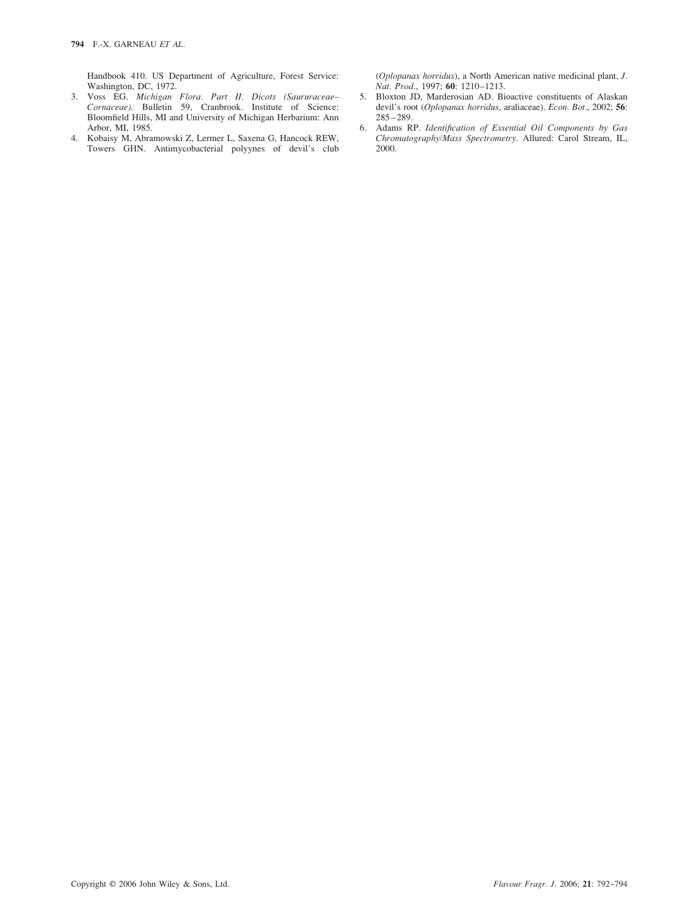Handbook 410. US Department of Agriculture, Forest Service: Washington, DC, 1972.

3. Voss EG. *Michigan Flora. Part II. Dicots (Saururaceae–Cornaceae)*. Bulletin 59, Cranbrook. Institute of Science: Bloomfield Hills, MI and University of Michigan Herbarium: Ann Arbor, MI, 1985.
4. Kobaisy M, Abramowski Z, Lermer L, Saxena G, Hancock REW, Towers GHN. Antimycobacterial polyynes of devil's club (*Oplopanax horridus*), a North American native medicinal plant, *J. Nat. Prod.*, 1997; **60**: 1210–1213.
5. Bloxton JD, Marderosian AD. Bioactive constituents of Alaskan devil's root (*Oplopanax horridus*, araliaceae). *Econ. Bot.*, 2002; **56**: 285–289.
6. Adams RP. *Identification of Essential Oil Components by Gas Chromatography/Mass Spectrometry*. Allured: Carol Stream, IL, 2000.